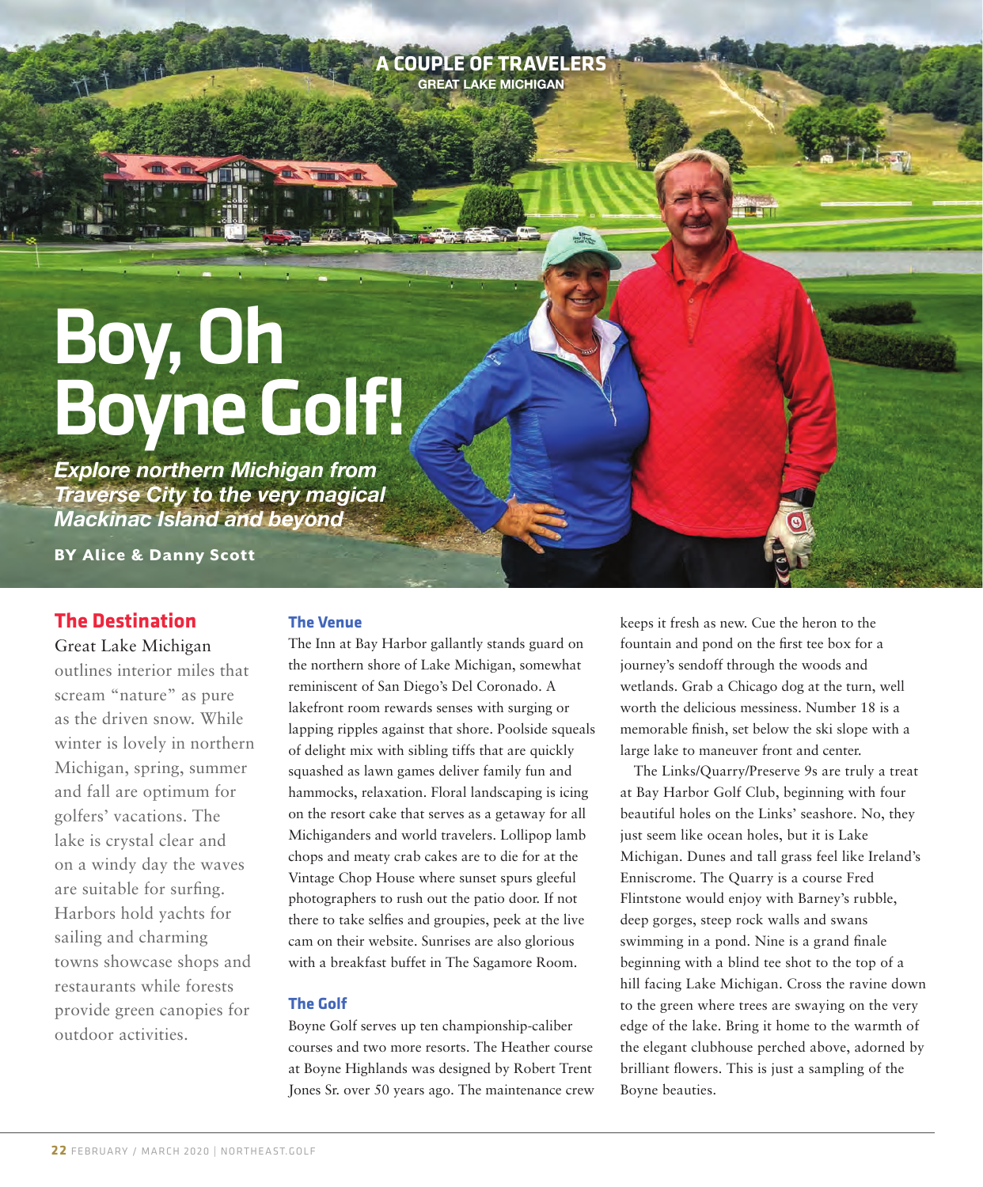A COUPLE OF TRAVELERS
GREAT LAKE MICHIGAN

# Boy, Oh Boyne Golf!

***Explore northern Michigan from Traverse City to the very magical Mackinac Island and beyond***

**BY Alice & Danny Scott**

## The Destination

Great Lake Michigan outlines interior miles that scream "nature" as pure as the driven snow. While winter is lovely in northern Michigan, spring, summer and fall are optimum for golfers' vacations. The lake is crystal clear and on a windy day the waves are suitable for surfing. Harbors hold yachts for sailing and charming towns showcase shops and restaurants while forests provide green canopies for outdoor activities.

## The Venue

The Inn at Bay Harbor gallantly stands guard on the northern shore of Lake Michigan, somewhat reminiscent of San Diego's Del Coronado. A lakefront room rewards senses with surging or lapping ripples against that shore. Poolside squeals of delight mix with sibling tiffs that are quickly squashed as lawn games deliver family fun and hammocks, relaxation. Floral landscaping is icing on the resort cake that serves as a getaway for all Michiganders and world travelers. Lollipop lamb chops and meaty crab cakes are to die for at the Vintage Chop House where sunset spurs gleeful photographers to rush out the patio door. If not there to take selfies and groupies, peek at the live cam on their website. Sunrises are also glorious with a breakfast buffet in The Sagamore Room.

## The Golf

Boyne Golf serves up ten championship-caliber courses and two more resorts. The Heather course at Boyne Highlands was designed by Robert Trent Jones Sr. over 50 years ago. The maintenance crew keeps it fresh as new. Cue the heron to the fountain and pond on the first tee box for a journey's sendoff through the woods and wetlands. Grab a Chicago dog at the turn, well worth the delicious messiness. Number 18 is a memorable finish, set below the ski slope with a large lake to maneuver front and center.

The Links/Quarry/Preserve 9s are truly a treat at Bay Harbor Golf Club, beginning with four beautiful holes on the Links' seashore. No, they just seem like ocean holes, but it is Lake Michigan. Dunes and tall grass feel like Ireland's Enniscrome. The Quarry is a course Fred Flintstone would enjoy with Barney's rubble, deep gorges, steep rock walls and swans swimming in a pond. Nine is a grand finale beginning with a blind tee shot to the top of a hill facing Lake Michigan. Cross the ravine down to the green where trees are swaying on the very edge of the lake. Bring it home to the warmth of the elegant clubhouse perched above, adorned by brilliant flowers. This is just a sampling of the Boyne beauties.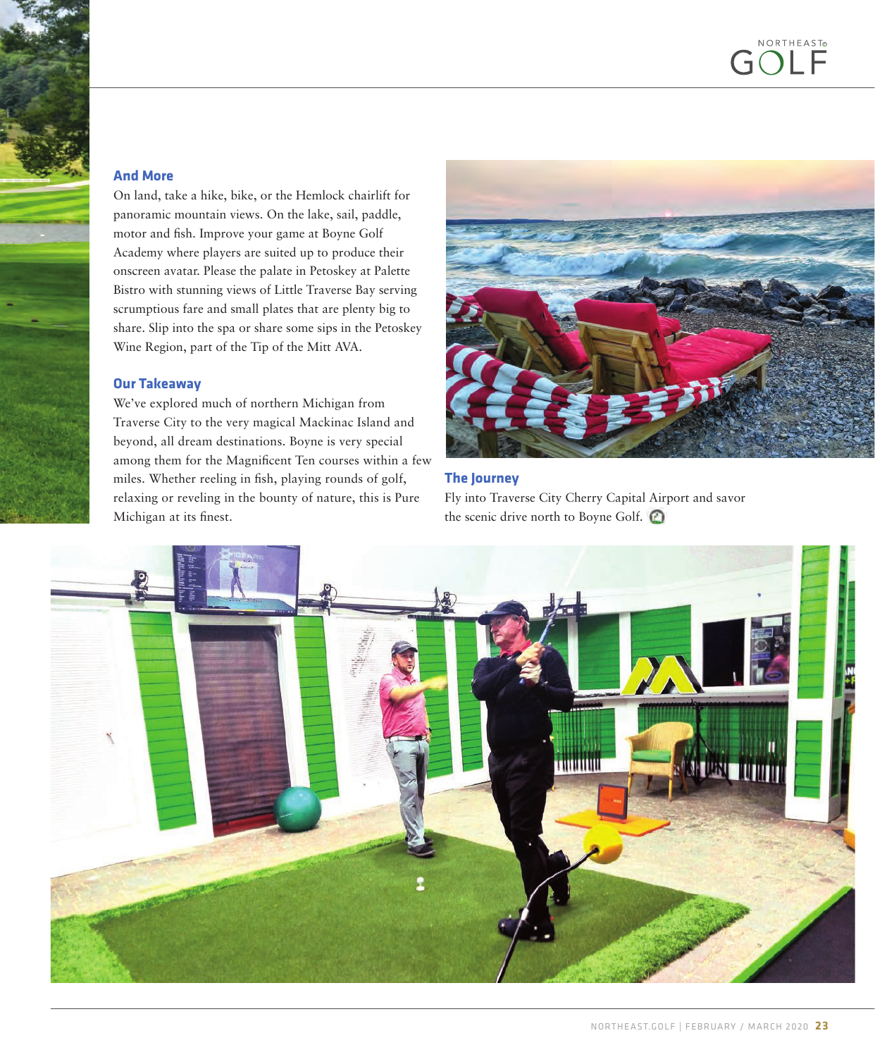### And More

On land, take a hike, bike, or the Hemlock chairlift for panoramic mountain views. On the lake, sail, paddle, motor and fish. Improve your game at Boyne Golf Academy where players are suited up to produce their onscreen avatar. Please the palate in Petoskey at Palette Bistro with stunning views of Little Traverse Bay serving scrumptious fare and small plates that are plenty big to share. Slip into the spa or share some sips in the Petoskey Wine Region, part of the Tip of the Mitt AVA.

### Our Takeaway

We've explored much of northern Michigan from Traverse City to the very magical Mackinac Island and beyond, all dream destinations. Boyne is very special among them for the Magnificent Ten courses within a few miles. Whether reeling in fish, playing rounds of golf, relaxing or reveling in the bounty of nature, this is Pure Michigan at its finest.

### The Journey

Fly into Traverse City Cherry Capital Airport and savor the scenic drive north to Boyne Golf.